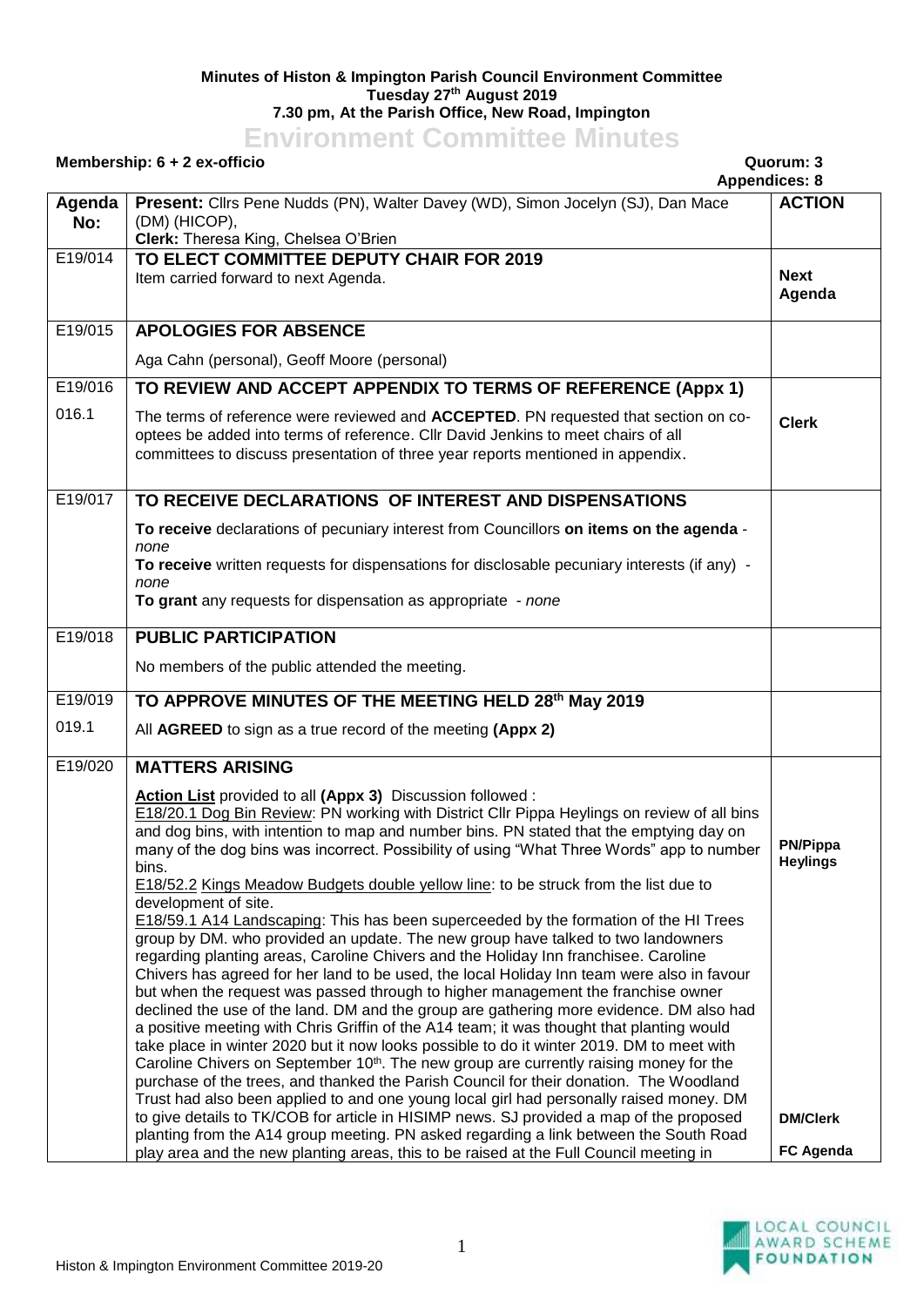**Minutes of Histon & Impington Parish Council Environment Committee**
**Tuesday 27th August 2019**
**7.30 pm, At the Parish Office, New Road, Impington**

# Environment Committee Minutes

**Membership: 6 + 2 ex-officio** **Quorum: 3**
**Appendices: 8**

| Agenda No: | Present: Cllrs Pene Nudds (PN), Walter Davey (WD), Simon Jocelyn (SJ), Dan Mace (DM) (HICOP), Clerk: Theresa King, Chelsea O'Brien | ACTION |
|---|---|---|
| E19/014 | **TO ELECT COMMITTEE DEPUTY CHAIR FOR 2019**<br>Item carried forward to next Agenda. | **Next Agenda** |
| E19/015 | **APOLOGIES FOR ABSENCE**<br>Aga Cahn (personal), Geoff Moore (personal) | |
| E19/016 | **TO REVIEW AND ACCEPT APPENDIX TO TERMS OF REFERENCE (Appx 1)** | |
| 016.1 | The terms of reference were reviewed and **ACCEPTED**. PN requested that section on co-optees be added into terms of reference. Cllr David Jenkins to meet chairs of all committees to discuss presentation of three year reports mentioned in appendix. | **Clerk** |
| E19/017 | **TO RECEIVE DECLARATIONS OF INTEREST AND DISPENSATIONS**<br>**To receive** declarations of pecuniary interest from Councillors **on items on the agenda** - *none*<br>**To receive** written requests for dispensations for disclosable pecuniary interests (if any) - *none*<br>**To grant** any requests for dispensation as appropriate - *none* | |
| E19/018 | **PUBLIC PARTICIPATION**<br>No members of the public attended the meeting. | |
| E19/019 | **TO APPROVE MINUTES OF THE MEETING HELD 28th May 2019** | |
| 019.1 | All **AGREED** to sign as a true record of the meeting **(Appx 2)** | |
| E19/020 | **MATTERS ARISING**<br>**Action List** provided to all **(Appx 3)** Discussion followed :<br>E18/20.1 Dog Bin Review: PN working with District Cllr Pippa Heylings on review of all bins and dog bins, with intention to map and number bins. PN stated that the emptying day on many of the dog bins was incorrect. Possibility of using "What Three Words" app to number bins.<br>E18/52.2 Kings Meadow Budgets double yellow line: to be struck from the list due to development of site.<br>E18/59.1 A14 Landscaping: This has been superceeded by the formation of the HI Trees group by DM. who provided an update. The new group have talked to two landowners regarding planting areas, Caroline Chivers and the Holiday Inn franchisee. Caroline Chivers has agreed for her land to be used, the local Holiday Inn team were also in favour but when the request was passed through to higher management the franchise owner declined the use of the land. DM and the group are gathering more evidence. DM also had a positive meeting with Chris Griffin of the A14 team; it was thought that planting would take place in winter 2020 but it now looks possible to do it winter 2019. DM to meet with Caroline Chivers on September 10th. The new group are currently raising money for the purchase of the trees, and thanked the Parish Council for their donation. The Woodland Trust had also been applied to and one young local girl had personally raised money. DM to give details to TK/COB for article in HISIMP news. SJ provided a map of the proposed planting from the A14 group meeting. PN asked regarding a link between the South Road play area and the new planting areas, this to be raised at the Full Council meeting in | **PN/Pippa Heylings**<br><br>**DM/Clerk**<br><br>**FC Agenda** |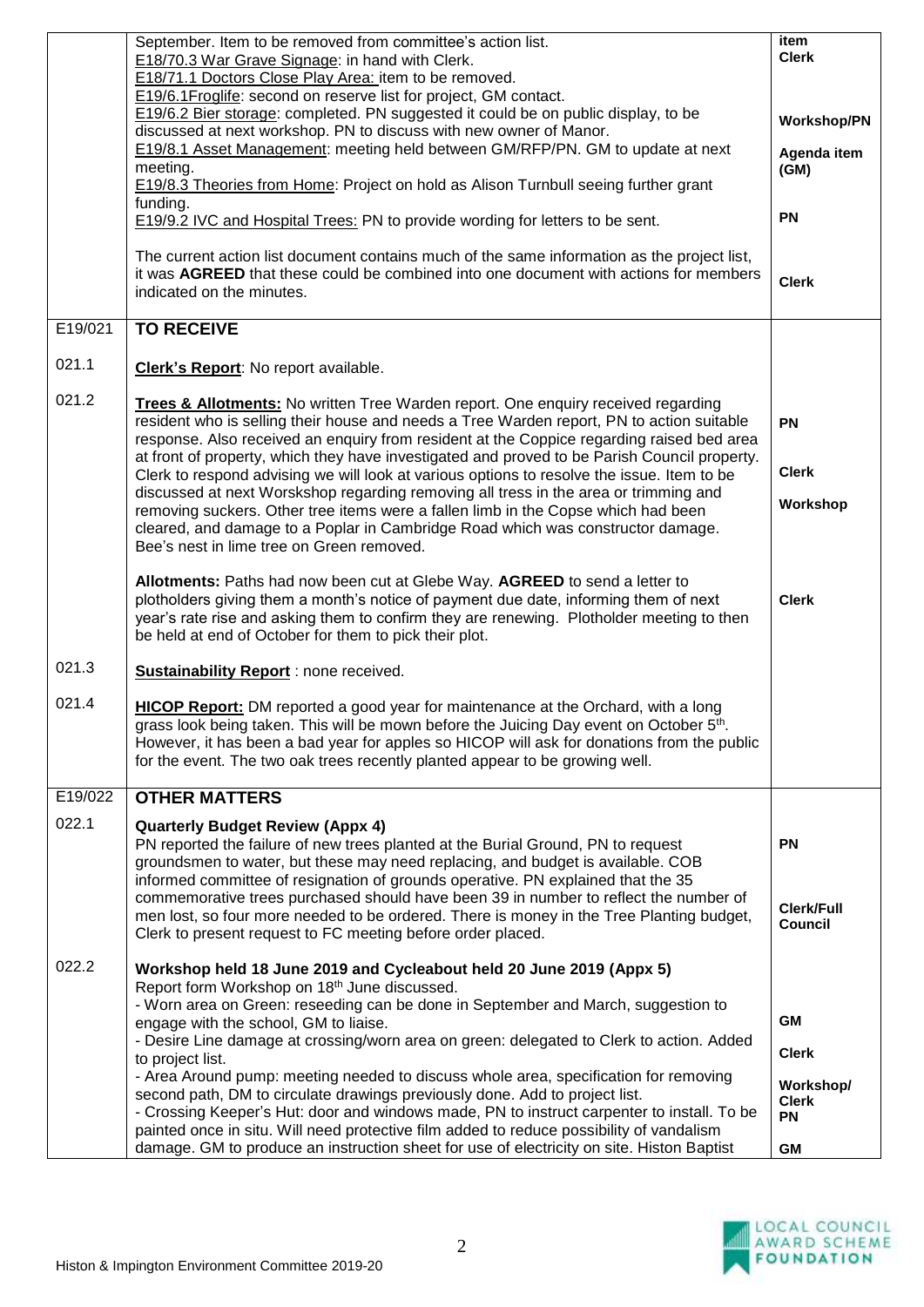| | | |
|---|---|---|
| | September. Item to be removed from committee's action list.<br>E18/70.3 War Grave Signage: in hand with Clerk.<br>E18/71.1 Doctors Close Play Area: item to be removed.<br>E19/6.1Froglife: second on reserve list for project, GM contact.<br>E19/6.2 Bier storage: completed. PN suggested it could be on public display, to be discussed at next workshop. PN to discuss with new owner of Manor.<br>E19/8.1 Asset Management: meeting held between GM/RFP/PN. GM to update at next meeting.<br>E19/8.3 Theories from Home: Project on hold as Alison Turnbull seeing further grant funding.<br>E19/9.2 IVC and Hospital Trees: PN to provide wording for letters to be sent.<br><br>The current action list document contains much of the same information as the project list, it was **AGREED** that these could be combined into one document with actions for members indicated on the minutes. | item<br>**Clerk**<br><br><br>**Workshop/PN**<br><br>**Agenda item (GM)**<br><br>**PN**<br><br>**Clerk** |
| E19/021 | **TO RECEIVE** | |
| 021.1 | **Clerk's Report**: No report available. | |
| 021.2 | **Trees & Allotments:** No written Tree Warden report. One enquiry received regarding resident who is selling their house and needs a Tree Warden report, PN to action suitable response. Also received an enquiry from resident at the Coppice regarding raised bed area at front of property, which they have investigated and proved to be Parish Council property. Clerk to respond advising we will look at various options to resolve the issue. Item to be discussed at next Worskshop regarding removing all tress in the area or trimming and removing suckers. Other tree items were a fallen limb in the Copse which had been cleared, and damage to a Poplar in Cambridge Road which was constructor damage. Bee's nest in lime tree on Green removed.<br><br>**Allotments:** Paths had now been cut at Glebe Way. **AGREED** to send a letter to plotholders giving them a month's notice of payment due date, informing them of next year's rate rise and asking them to confirm they are renewing. Plotholder meeting to then be held at end of October for them to pick their plot. | **PN**<br><br>**Clerk**<br><br>**Workshop**<br><br><br>**Clerk** |
| 021.3 | **Sustainability Report** : none received. | |
| 021.4 | **HICOP Report:** DM reported a good year for maintenance at the Orchard, with a long grass look being taken. This will be mown before the Juicing Day event on October 5th. However, it has been a bad year for apples so HICOP will ask for donations from the public for the event. The two oak trees recently planted appear to be growing well. | |
| E19/022 | **OTHER MATTERS** | |
| 022.1 | **Quarterly Budget Review (Appx 4)**<br>PN reported the failure of new trees planted at the Burial Ground, PN to request groundsmen to water, but these may need replacing, and budget is available. COB informed committee of resignation of grounds operative. PN explained that the 35 commemorative trees purchased should have been 39 in number to reflect the number of men lost, so four more needed to be ordered. There is money in the Tree Planting budget, Clerk to present request to FC meeting before order placed. | **PN**<br><br>**Clerk/Full Council** |
| 022.2 | **Workshop held 18 June 2019 and Cycleabout held 20 June 2019 (Appx 5)**<br>Report form Workshop on 18th June discussed.<br>- Worn area on Green: reseeding can be done in September and March, suggestion to engage with the school, GM to liaise.<br>- Desire Line damage at crossing/worn area on green: delegated to Clerk to action. Added to project list.<br>- Area Around pump: meeting needed to discuss whole area, specification for removing second path, DM to circulate drawings previously done. Add to project list.<br>- Crossing Keeper's Hut: door and windows made, PN to instruct carpenter to install. To be painted once in situ. Will need protective film added to reduce possibility of vandalism damage. GM to produce an instruction sheet for use of electricity on site. Histon Baptist | **GM**<br><br>**Clerk**<br><br>**Workshop/Clerk**<br>**PN**<br><br>**GM** |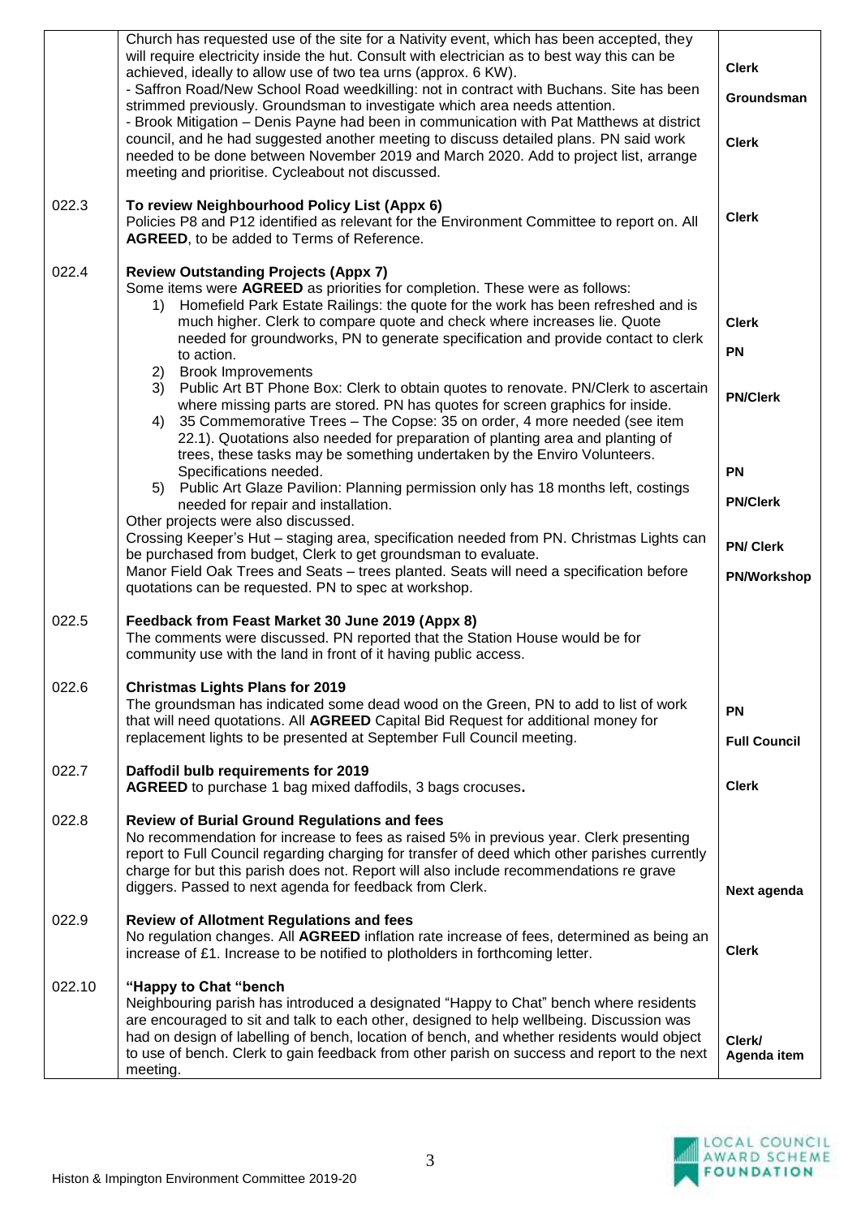| | | |
|---|---|---|
| | Church has requested use of the site for a Nativity event, which has been accepted, they will require electricity inside the hut. Consult with electrician as to best way this can be achieved, ideally to allow use of two tea urns (approx. 6 KW).<br>- Saffron Road/New School Road weedkilling: not in contract with Buchans. Site has been strimmed previously. Groundsman to investigate which area needs attention.<br>- Brook Mitigation – Denis Payne had been in communication with Pat Matthews at district council, and he had suggested another meeting to discuss detailed plans. PN said work needed to be done between November 2019 and March 2020. Add to project list, arrange meeting and prioritise. Cycleabout not discussed. | **Clerk**<br><br>**Groundsman**<br><br>**Clerk** |
| 022.3 | **To review Neighbourhood Policy List (Appx 6)**<br>Policies P8 and P12 identified as relevant for the Environment Committee to report on. All **AGREED**, to be added to Terms of Reference. | **Clerk** |
| 022.4 | **Review Outstanding Projects (Appx 7)**<br>Some items were **AGREED** as priorities for completion. These were as follows:<br>1) Homefield Park Estate Railings: the quote for the work has been refreshed and is much higher. Clerk to compare quote and check where increases lie. Quote needed for groundworks, PN to generate specification and provide contact to clerk to action.<br>2) Brook Improvements<br>3) Public Art BT Phone Box: Clerk to obtain quotes to renovate. PN/Clerk to ascertain where missing parts are stored. PN has quotes for screen graphics for inside.<br>4) 35 Commemorative Trees – The Copse: 35 on order, 4 more needed (see item 22.1). Quotations also needed for preparation of planting area and planting of trees, these tasks may be something undertaken by the Enviro Volunteers. Specifications needed.<br>5) Public Art Glaze Pavilion: Planning permission only has 18 months left, costings needed for repair and installation.<br>Other projects were also discussed.<br>Crossing Keeper's Hut – staging area, specification needed from PN. Christmas Lights can be purchased from budget, Clerk to get groundsman to evaluate.<br>Manor Field Oak Trees and Seats – trees planted. Seats will need a specification before quotations can be requested. PN to spec at workshop. | **Clerk**<br>**PN**<br><br>**PN/Clerk**<br><br>**PN**<br>**PN/Clerk**<br><br>**PN/ Clerk**<br>**PN/Workshop** |
| 022.5 | **Feedback from Feast Market 30 June 2019 (Appx 8)**<br>The comments were discussed. PN reported that the Station House would be for community use with the land in front of it having public access. | |
| 022.6 | **Christmas Lights Plans for 2019**<br>The groundsman has indicated some dead wood on the Green, PN to add to list of work that will need quotations. All **AGREED** Capital Bid Request for additional money for replacement lights to be presented at September Full Council meeting. | **PN**<br><br>**Full Council** |
| 022.7 | **Daffodil bulb requirements for 2019**<br>**AGREED** to purchase 1 bag mixed daffodils, 3 bags crocuses. | **Clerk** |
| 022.8 | **Review of Burial Ground Regulations and fees**<br>No recommendation for increase to fees as raised 5% in previous year. Clerk presenting report to Full Council regarding charging for transfer of deed which other parishes currently charge for but this parish does not. Report will also include recommendations re grave diggers. Passed to next agenda for feedback from Clerk. | **Next agenda** |
| 022.9 | **Review of Allotment Regulations and fees**<br>No regulation changes. All **AGREED** inflation rate increase of fees, determined as being an increase of £1. Increase to be notified to plotholders in forthcoming letter. | **Clerk** |
| 022.10 | **"Happy to Chat "bench**<br>Neighbouring parish has introduced a designated "Happy to Chat" bench where residents are encouraged to sit and talk to each other, designed to help wellbeing. Discussion was had on design of labelling of bench, location of bench, and whether residents would object to use of bench. Clerk to gain feedback from other parish on success and report to the next meeting. | **Clerk/ Agenda item** |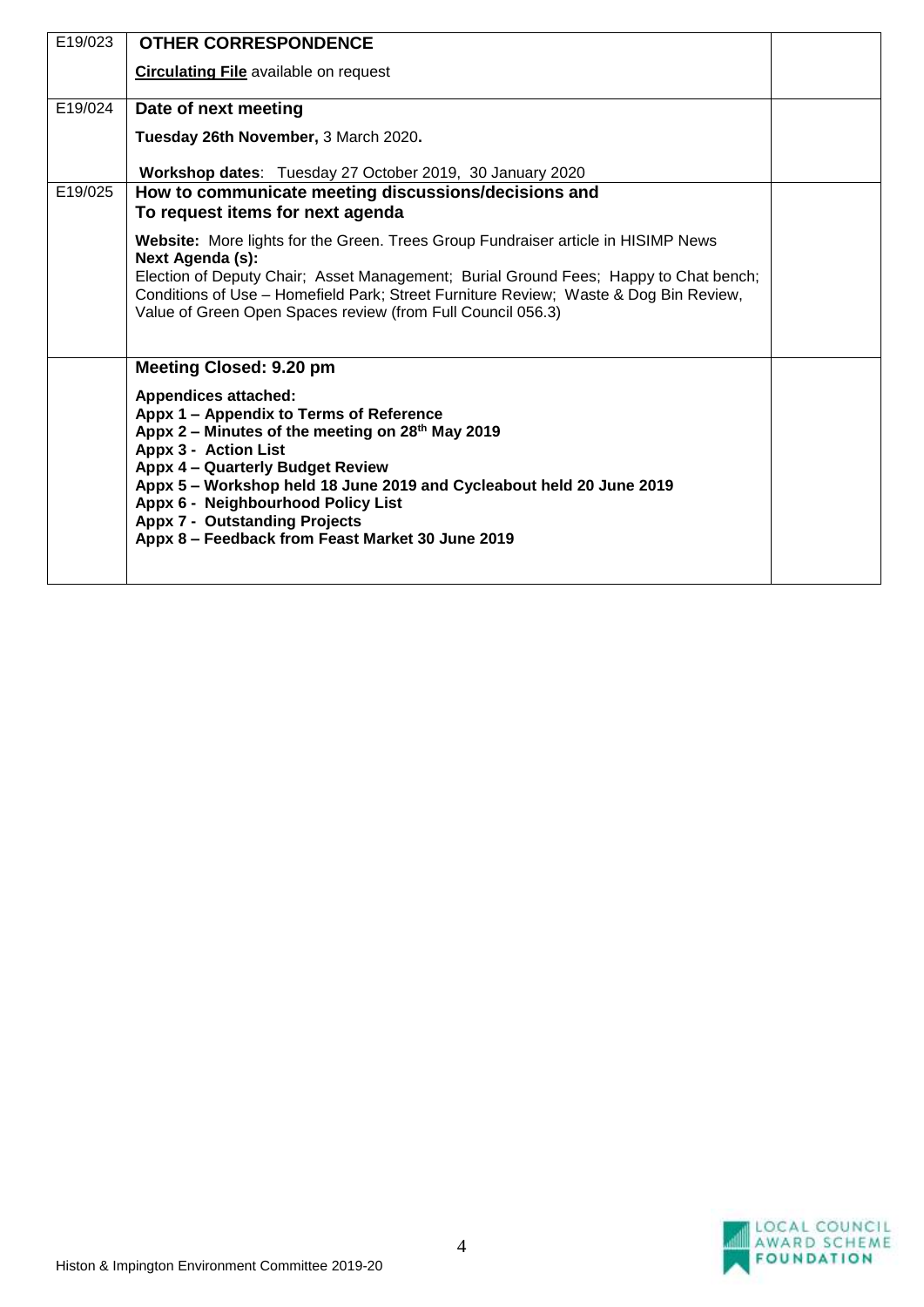| | | |
|---|---|---|
| E19/023 | **OTHER CORRESPONDENCE**<br><br>**Circulating File** available on request | |
| E19/024 | **Date of next meeting**<br><br>**Tuesday 26th November,** 3 March 2020**.**<br><br>**Workshop dates**: Tuesday 27 October 2019, 30 January 2020 | |
| E19/025 | **How to communicate meeting discussions/decisions and To request items for next agenda**<br><br>**Website:** More lights for the Green. Trees Group Fundraiser article in HISIMP News<br>**Next Agenda (s):**<br>Election of Deputy Chair; Asset Management; Burial Ground Fees; Happy to Chat bench; Conditions of Use – Homefield Park; Street Furniture Review; Waste & Dog Bin Review, Value of Green Open Spaces review (from Full Council 056.3) | |
| | **Meeting Closed: 9.20 pm**<br><br>**Appendices attached:**<br>**Appx 1 – Appendix to Terms of Reference**<br>**Appx 2 – Minutes of the meeting on 28th May 2019**<br>**Appx 3 - Action List**<br>**Appx 4 – Quarterly Budget Review**<br>**Appx 5 – Workshop held 18 June 2019 and Cycleabout held 20 June 2019**<br>**Appx 6 - Neighbourhood Policy List**<br>**Appx 7 - Outstanding Projects**<br>**Appx 8 – Feedback from Feast Market 30 June 2019** | |

Histon & Impington Environment Committee 2019-20

LOCAL COUNCIL AWARD SCHEME FOUNDATION